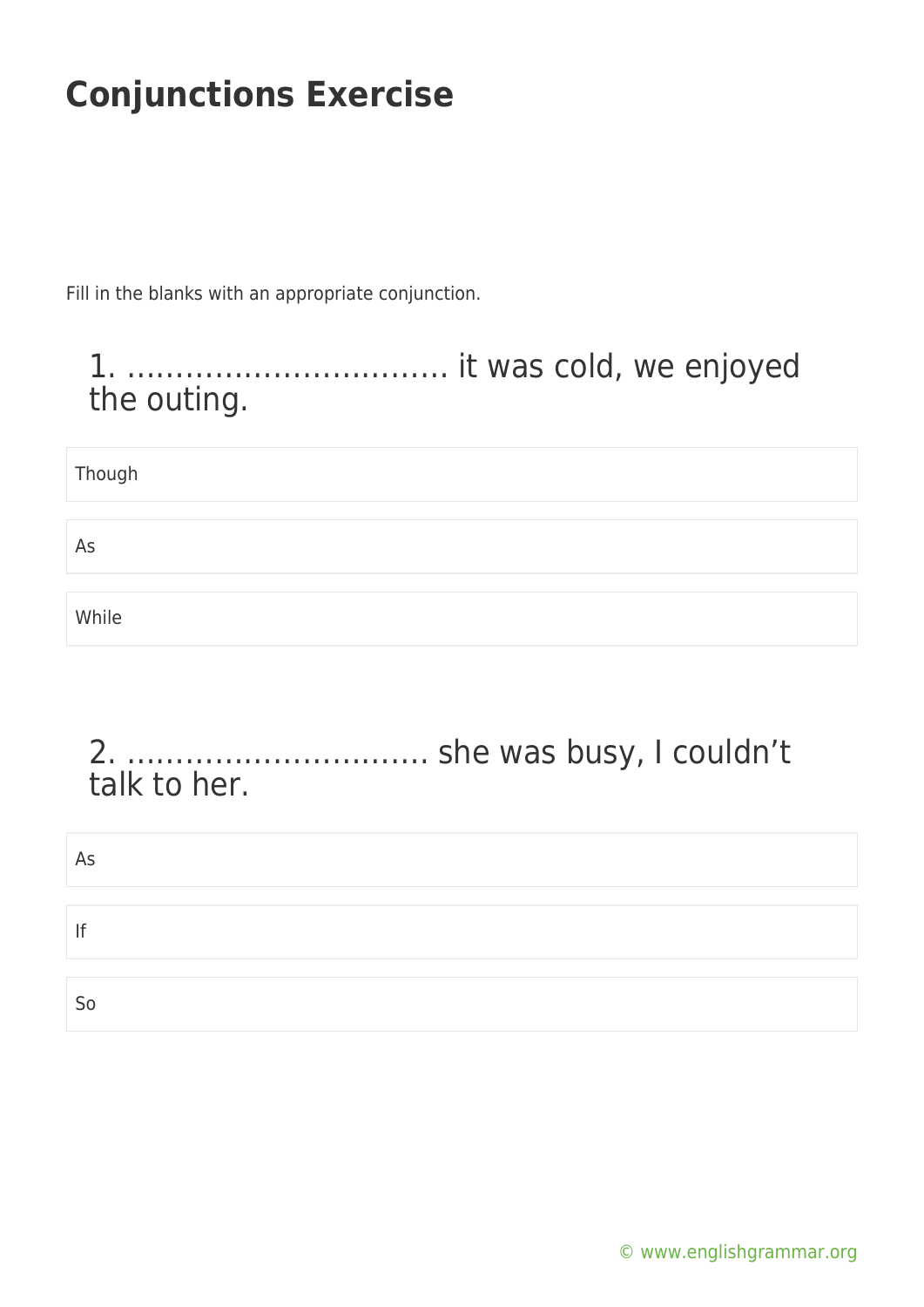# Conjunctions Exercise

Fill in the blanks with an appropriate conjunction.

## 1. ………………………….. it was cold, we enjoyed the outing.

Though

As

While

## 2. …………………………. she was busy, I couldn't talk to her.

As

If

So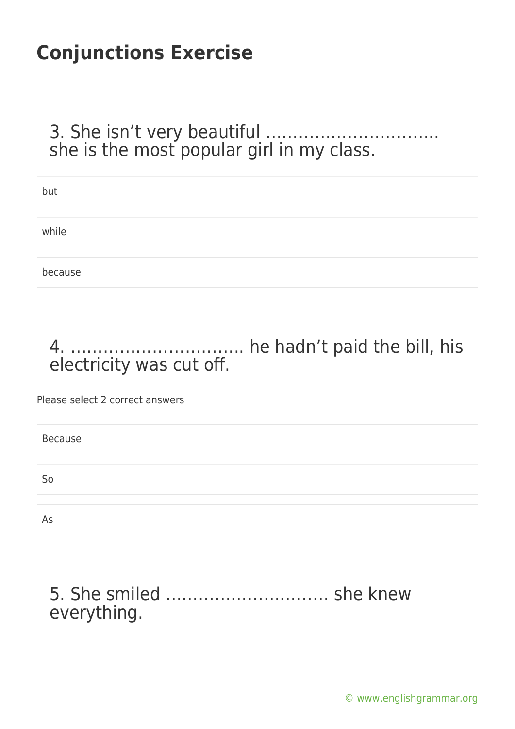# Conjunctions Exercise

## 3. She isn't very beautiful ………………………….. she is the most popular girl in my class.

- but
- while
- because

## 4. ………………………….. he hadn't paid the bill, his electricity was cut off.

Please select 2 correct answers

- Because
- So
- As

## 5. She smiled ……………………….. she knew everything.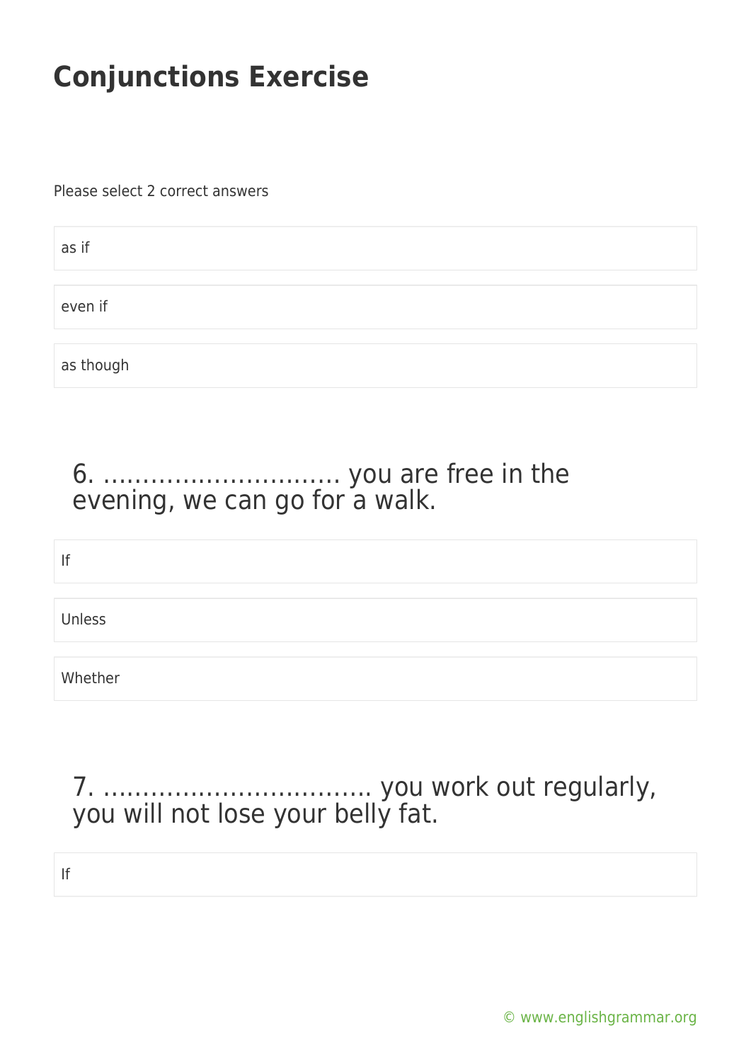# Conjunctions Exercise

Please select 2 correct answers

as if

even if

as though

## 6. ………………………… you are free in the evening, we can go for a walk.

If

Unless

Whether

## 7. ……………………………. you work out regularly, you will not lose your belly fat.

If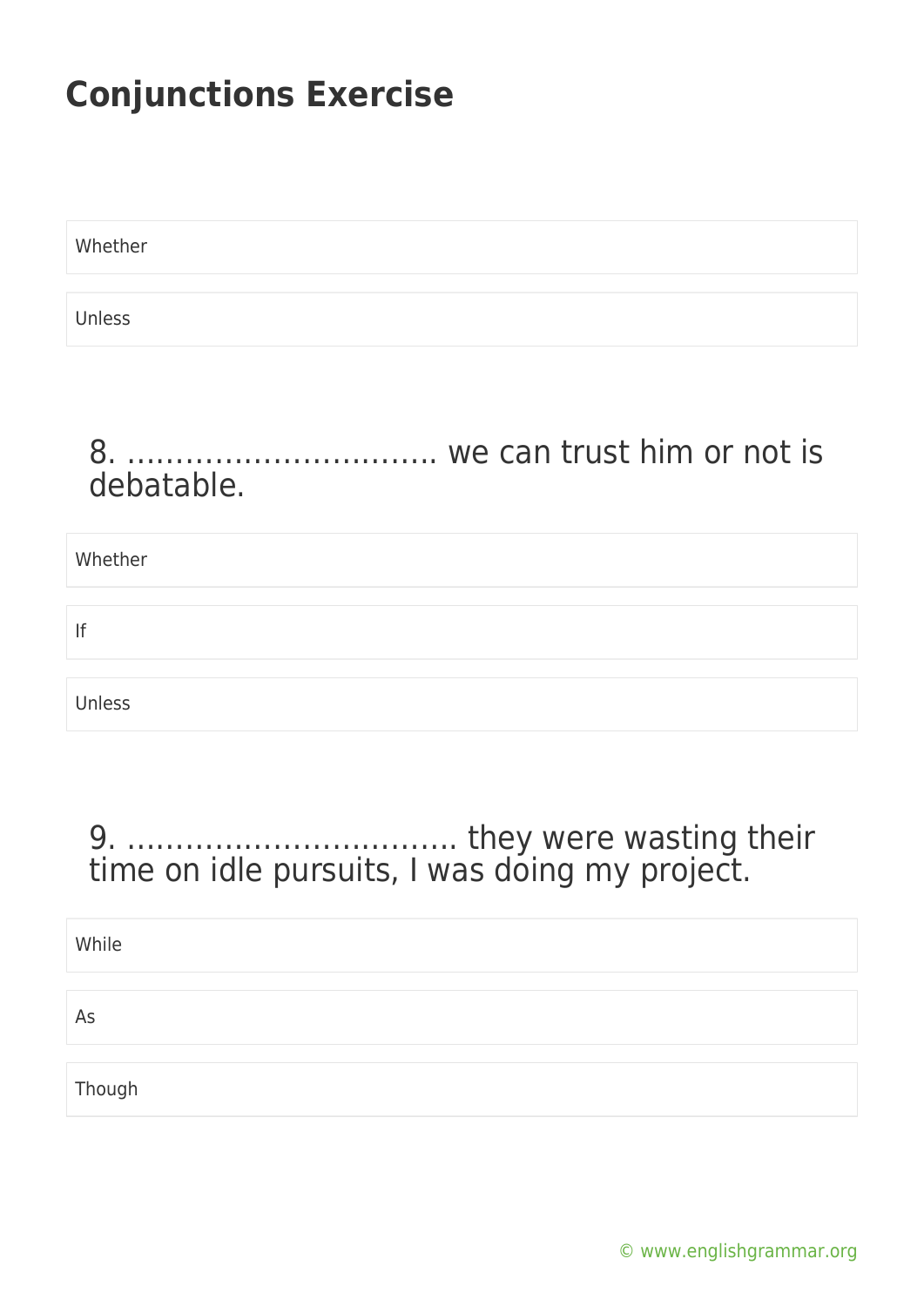# Conjunctions Exercise

Whether

Unless

8. ………………………….. we can trust him or not is debatable.

Whether

If

Unless

9. …………………………… they were wasting their time on idle pursuits, I was doing my project.

While

As

Though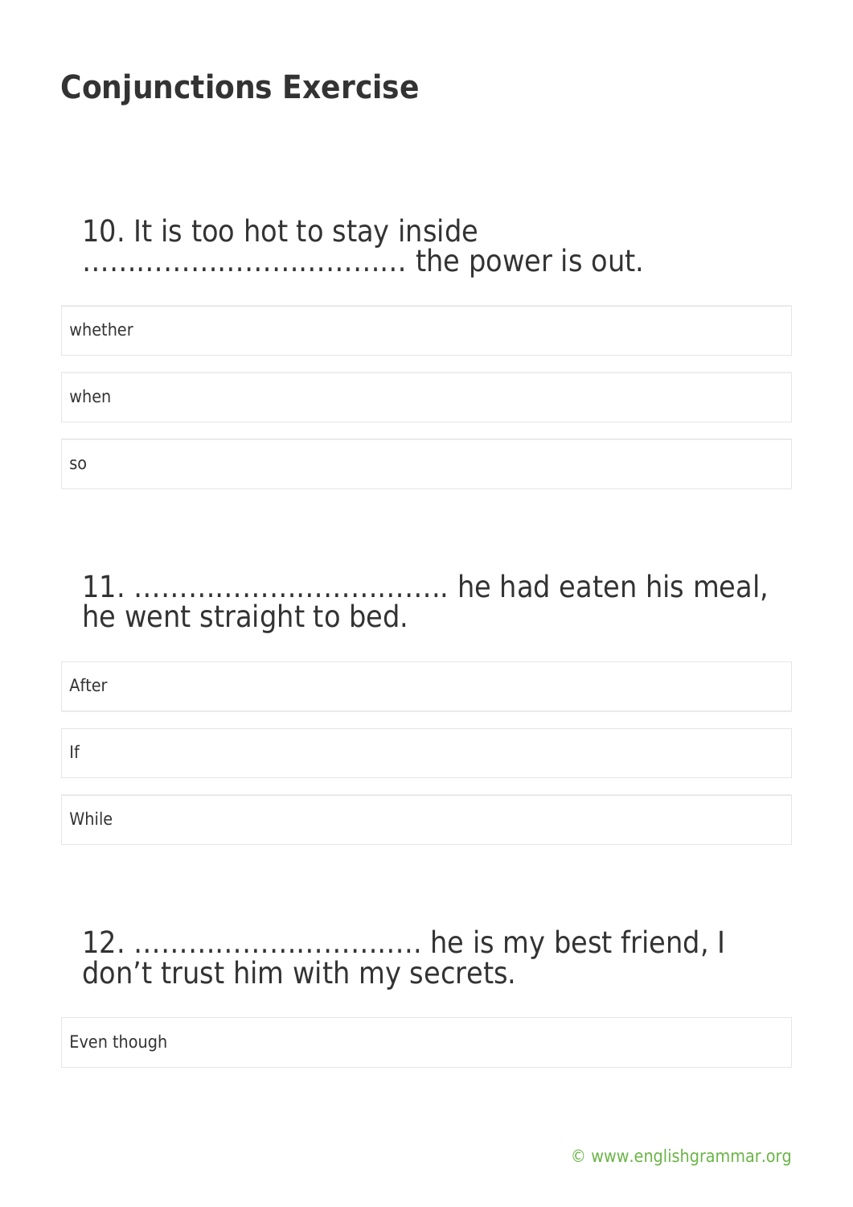# Conjunctions Exercise

10. It is too hot to stay inside ……………………………… the power is out.

- whether
- when
- so

11. …………………………….. he had eaten his meal, he went straight to bed.

- After
- If
- While

12. ………………………….. he is my best friend, I don’t trust him with my secrets.

- Even though

© www.englishgrammar.org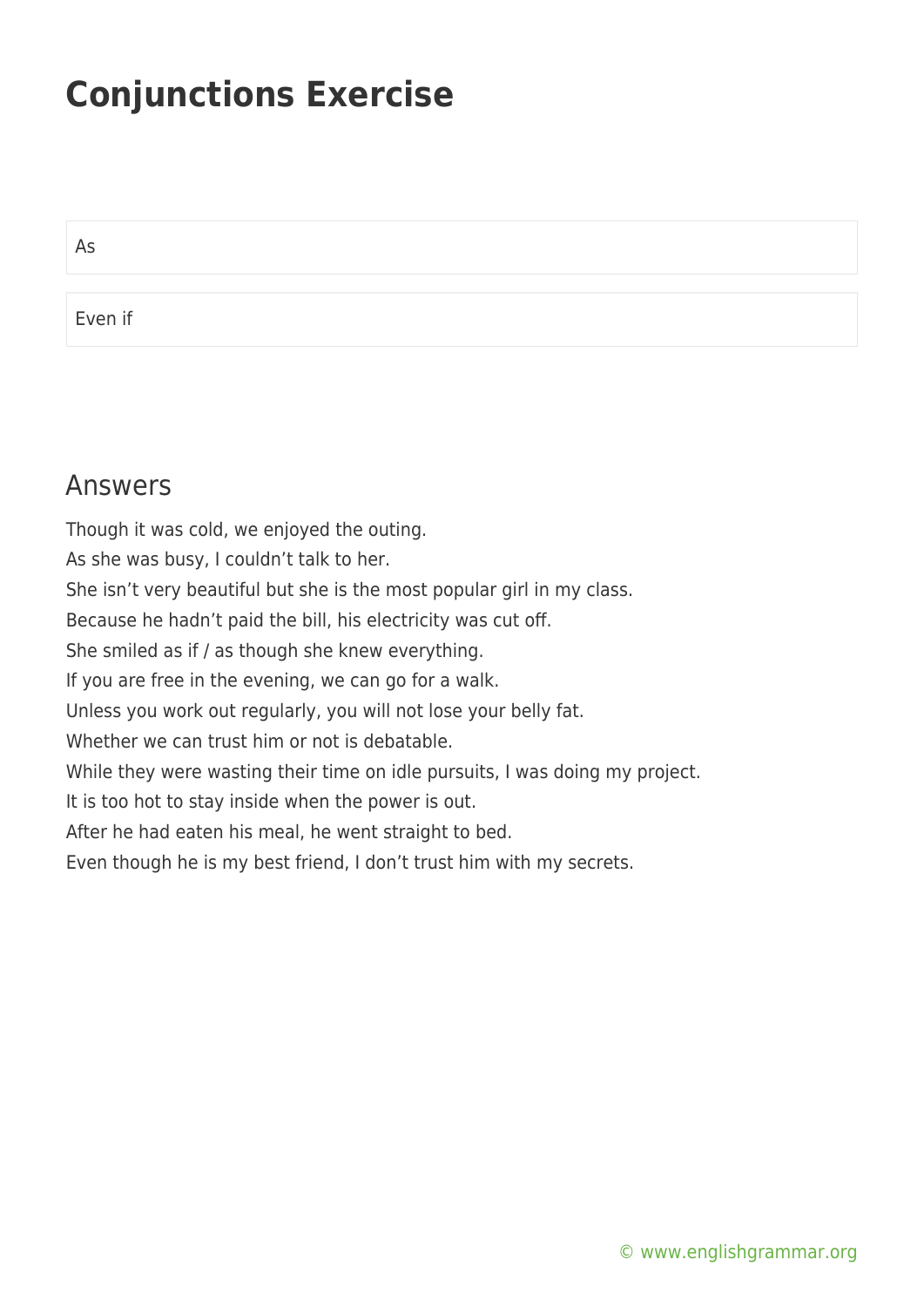# Conjunctions Exercise

As

Even if

## Answers

Though it was cold, we enjoyed the outing.

As she was busy, I couldn't talk to her.

She isn't very beautiful but she is the most popular girl in my class.

Because he hadn't paid the bill, his electricity was cut off.

She smiled as if / as though she knew everything.

If you are free in the evening, we can go for a walk.

Unless you work out regularly, you will not lose your belly fat.

Whether we can trust him or not is debatable.

While they were wasting their time on idle pursuits, I was doing my project.

It is too hot to stay inside when the power is out.

After he had eaten his meal, he went straight to bed.

Even though he is my best friend, I don't trust him with my secrets.